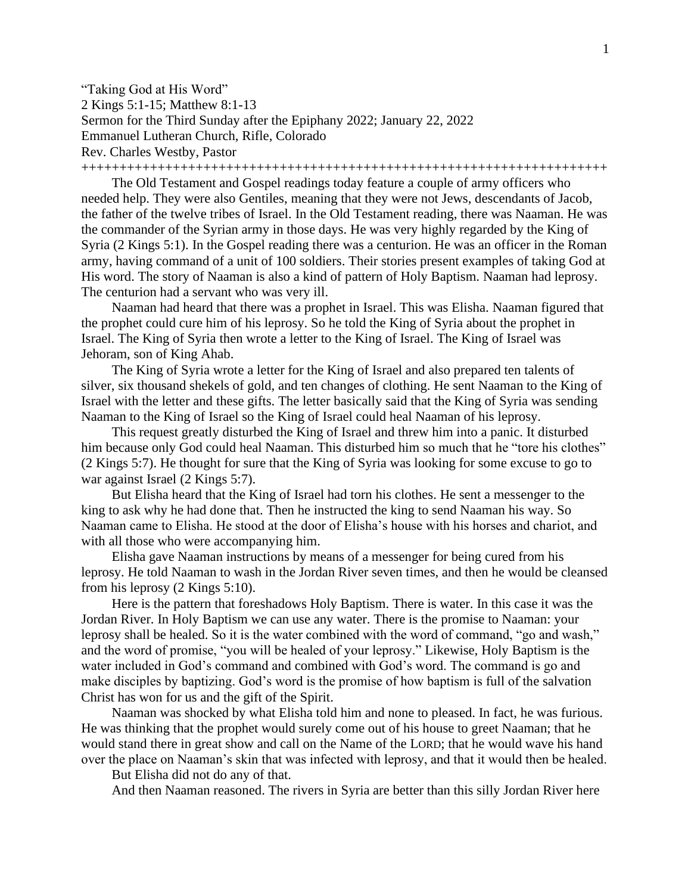"Taking God at His Word"
2 Kings 5:1-15; Matthew 8:1-13
Sermon for the Third Sunday after the Epiphany 2022; January 22, 2022
Emmanuel Lutheran Church, Rifle, Colorado
Rev. Charles Westby, Pastor

++++++++++++++++++++++++++++++++++++++++++++++++++++++++++++++++++++++

The Old Testament and Gospel readings today feature a couple of army officers who needed help. They were also Gentiles, meaning that they were not Jews, descendants of Jacob, the father of the twelve tribes of Israel. In the Old Testament reading, there was Naaman. He was the commander of the Syrian army in those days. He was very highly regarded by the King of Syria (2 Kings 5:1). In the Gospel reading there was a centurion. He was an officer in the Roman army, having command of a unit of 100 soldiers. Their stories present examples of taking God at His word. The story of Naaman is also a kind of pattern of Holy Baptism. Naaman had leprosy. The centurion had a servant who was very ill.

Naaman had heard that there was a prophet in Israel. This was Elisha. Naaman figured that the prophet could cure him of his leprosy. So he told the King of Syria about the prophet in Israel. The King of Syria then wrote a letter to the King of Israel. The King of Israel was Jehoram, son of King Ahab.

The King of Syria wrote a letter for the King of Israel and also prepared ten talents of silver, six thousand shekels of gold, and ten changes of clothing. He sent Naaman to the King of Israel with the letter and these gifts. The letter basically said that the King of Syria was sending Naaman to the King of Israel so the King of Israel could heal Naaman of his leprosy.

This request greatly disturbed the King of Israel and threw him into a panic. It disturbed him because only God could heal Naaman. This disturbed him so much that he "tore his clothes" (2 Kings 5:7). He thought for sure that the King of Syria was looking for some excuse to go to war against Israel (2 Kings 5:7).

But Elisha heard that the King of Israel had torn his clothes. He sent a messenger to the king to ask why he had done that. Then he instructed the king to send Naaman his way. So Naaman came to Elisha. He stood at the door of Elisha's house with his horses and chariot, and with all those who were accompanying him.

Elisha gave Naaman instructions by means of a messenger for being cured from his leprosy. He told Naaman to wash in the Jordan River seven times, and then he would be cleansed from his leprosy (2 Kings 5:10).

Here is the pattern that foreshadows Holy Baptism. There is water. In this case it was the Jordan River. In Holy Baptism we can use any water. There is the promise to Naaman: your leprosy shall be healed. So it is the water combined with the word of command, "go and wash," and the word of promise, "you will be healed of your leprosy." Likewise, Holy Baptism is the water included in God's command and combined with God's word. The command is go and make disciples by baptizing. God's word is the promise of how baptism is full of the salvation Christ has won for us and the gift of the Spirit.

Naaman was shocked by what Elisha told him and none to pleased. In fact, he was furious. He was thinking that the prophet would surely come out of his house to greet Naaman; that he would stand there in great show and call on the Name of the LORD; that he would wave his hand over the place on Naaman's skin that was infected with leprosy, and that it would then be healed.

But Elisha did not do any of that.

And then Naaman reasoned. The rivers in Syria are better than this silly Jordan River here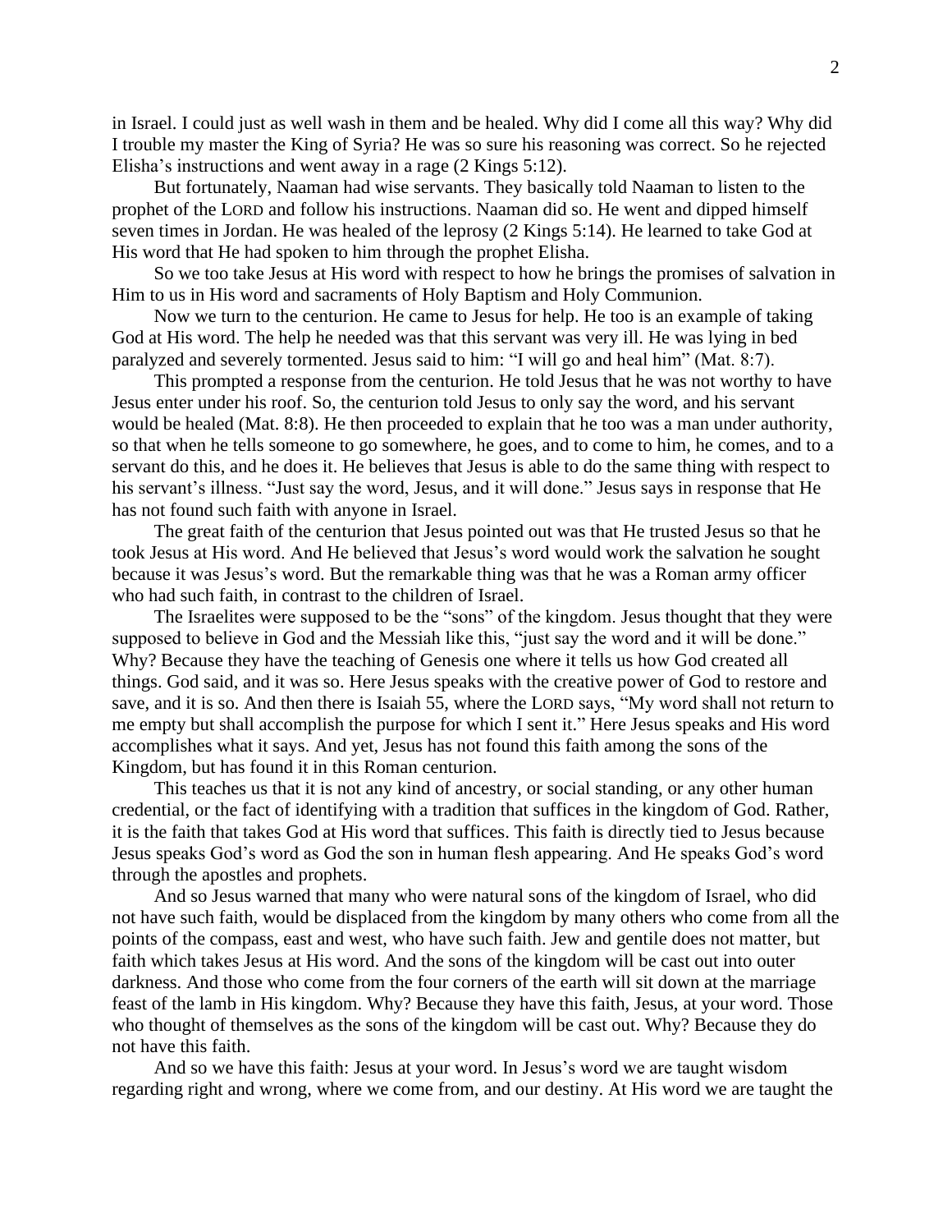in Israel. I could just as well wash in them and be healed. Why did I come all this way? Why did I trouble my master the King of Syria? He was so sure his reasoning was correct. So he rejected Elisha's instructions and went away in a rage (2 Kings 5:12).

But fortunately, Naaman had wise servants. They basically told Naaman to listen to the prophet of the LORD and follow his instructions. Naaman did so. He went and dipped himself seven times in Jordan. He was healed of the leprosy (2 Kings 5:14). He learned to take God at His word that He had spoken to him through the prophet Elisha.

So we too take Jesus at His word with respect to how he brings the promises of salvation in Him to us in His word and sacraments of Holy Baptism and Holy Communion.

Now we turn to the centurion. He came to Jesus for help. He too is an example of taking God at His word. The help he needed was that this servant was very ill. He was lying in bed paralyzed and severely tormented. Jesus said to him: "I will go and heal him" (Mat. 8:7).

This prompted a response from the centurion. He told Jesus that he was not worthy to have Jesus enter under his roof. So, the centurion told Jesus to only say the word, and his servant would be healed (Mat. 8:8). He then proceeded to explain that he too was a man under authority, so that when he tells someone to go somewhere, he goes, and to come to him, he comes, and to a servant do this, and he does it. He believes that Jesus is able to do the same thing with respect to his servant's illness. "Just say the word, Jesus, and it will done." Jesus says in response that He has not found such faith with anyone in Israel.

The great faith of the centurion that Jesus pointed out was that He trusted Jesus so that he took Jesus at His word. And He believed that Jesus's word would work the salvation he sought because it was Jesus's word. But the remarkable thing was that he was a Roman army officer who had such faith, in contrast to the children of Israel.

The Israelites were supposed to be the "sons" of the kingdom. Jesus thought that they were supposed to believe in God and the Messiah like this, "just say the word and it will be done." Why? Because they have the teaching of Genesis one where it tells us how God created all things. God said, and it was so. Here Jesus speaks with the creative power of God to restore and save, and it is so. And then there is Isaiah 55, where the LORD says, "My word shall not return to me empty but shall accomplish the purpose for which I sent it." Here Jesus speaks and His word accomplishes what it says. And yet, Jesus has not found this faith among the sons of the Kingdom, but has found it in this Roman centurion.

This teaches us that it is not any kind of ancestry, or social standing, or any other human credential, or the fact of identifying with a tradition that suffices in the kingdom of God. Rather, it is the faith that takes God at His word that suffices. This faith is directly tied to Jesus because Jesus speaks God's word as God the son in human flesh appearing. And He speaks God's word through the apostles and prophets.

And so Jesus warned that many who were natural sons of the kingdom of Israel, who did not have such faith, would be displaced from the kingdom by many others who come from all the points of the compass, east and west, who have such faith. Jew and gentile does not matter, but faith which takes Jesus at His word. And the sons of the kingdom will be cast out into outer darkness. And those who come from the four corners of the earth will sit down at the marriage feast of the lamb in His kingdom. Why? Because they have this faith, Jesus, at your word. Those who thought of themselves as the sons of the kingdom will be cast out. Why? Because they do not have this faith.

And so we have this faith: Jesus at your word. In Jesus's word we are taught wisdom regarding right and wrong, where we come from, and our destiny. At His word we are taught the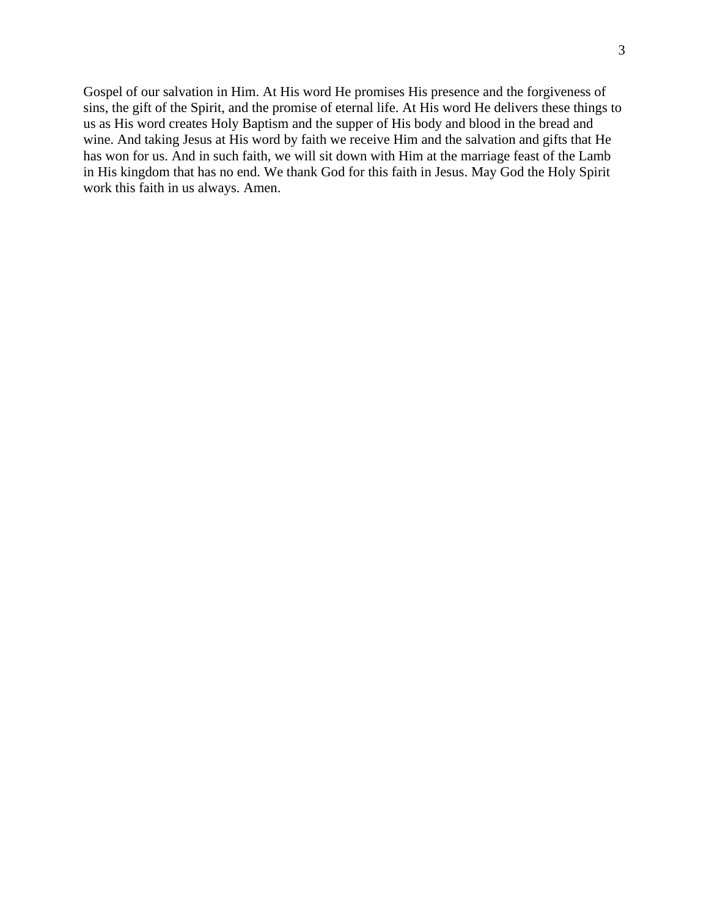Gospel of our salvation in Him. At His word He promises His presence and the forgiveness of sins, the gift of the Spirit, and the promise of eternal life. At His word He delivers these things to us as His word creates Holy Baptism and the supper of His body and blood in the bread and wine. And taking Jesus at His word by faith we receive Him and the salvation and gifts that He has won for us. And in such faith, we will sit down with Him at the marriage feast of the Lamb in His kingdom that has no end. We thank God for this faith in Jesus. May God the Holy Spirit work this faith in us always. Amen.